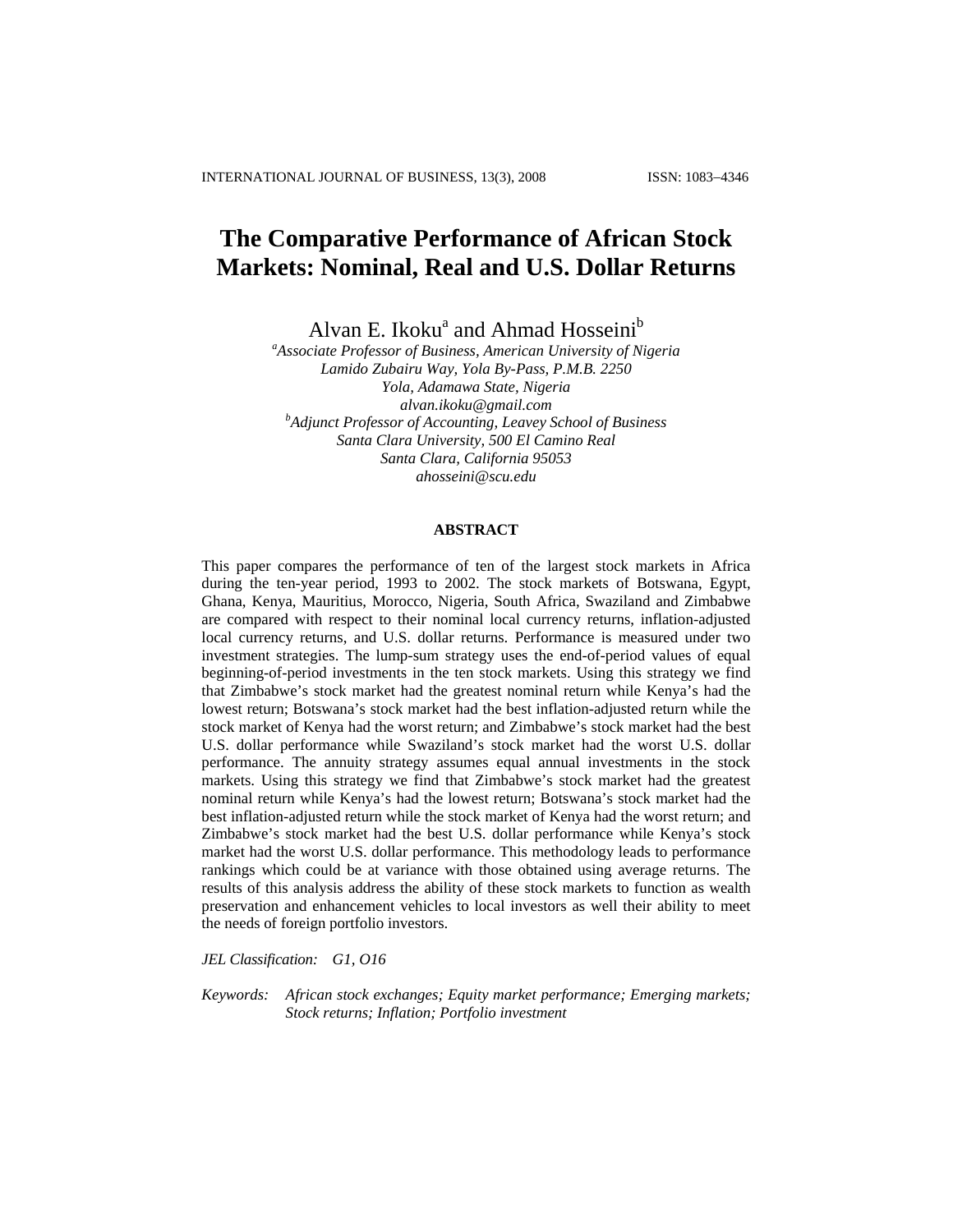# The Comparative Performance of African Stock Markets: Nominal, Real and U.S. Dollar Returns

Alvan E. Ikoku[a] and Ahmad Hosseini[b]

[a] *Associate Professor of Business, American University of Nigeria*
*Lamido Zubairu Way, Yola By-Pass, P.M.B. 2250*
*Yola, Adamawa State, Nigeria*
*alvan.ikoku@gmail.com*

[b] *Adjunct Professor of Accounting, Leavey School of Business*
*Santa Clara University, 500 El Camino Real*
*Santa Clara, California 95053*
*ahosseini@scu.edu*

## ABSTRACT

This paper compares the performance of ten of the largest stock markets in Africa during the ten-year period, 1993 to 2002. The stock markets of Botswana, Egypt, Ghana, Kenya, Mauritius, Morocco, Nigeria, South Africa, Swaziland and Zimbabwe are compared with respect to their nominal local currency returns, inflation-adjusted local currency returns, and U.S. dollar returns. Performance is measured under two investment strategies. The lump-sum strategy uses the end-of-period values of equal beginning-of-period investments in the ten stock markets. Using this strategy we find that Zimbabwe's stock market had the greatest nominal return while Kenya's had the lowest return; Botswana's stock market had the best inflation-adjusted return while the stock market of Kenya had the worst return; and Zimbabwe's stock market had the best U.S. dollar performance while Swaziland's stock market had the worst U.S. dollar performance. The annuity strategy assumes equal annual investments in the stock markets. Using this strategy we find that Zimbabwe's stock market had the greatest nominal return while Kenya's had the lowest return; Botswana's stock market had the best inflation-adjusted return while the stock market of Kenya had the worst return; and Zimbabwe's stock market had the best U.S. dollar performance while Kenya's stock market had the worst U.S. dollar performance. This methodology leads to performance rankings which could be at variance with those obtained using average returns. The results of this analysis address the ability of these stock markets to function as wealth preservation and enhancement vehicles to local investors as well their ability to meet the needs of foreign portfolio investors.

*JEL Classification:* *G1, O16*

*Keywords:* *African stock exchanges; Equity market performance; Emerging markets; Stock returns; Inflation; Portfolio investment*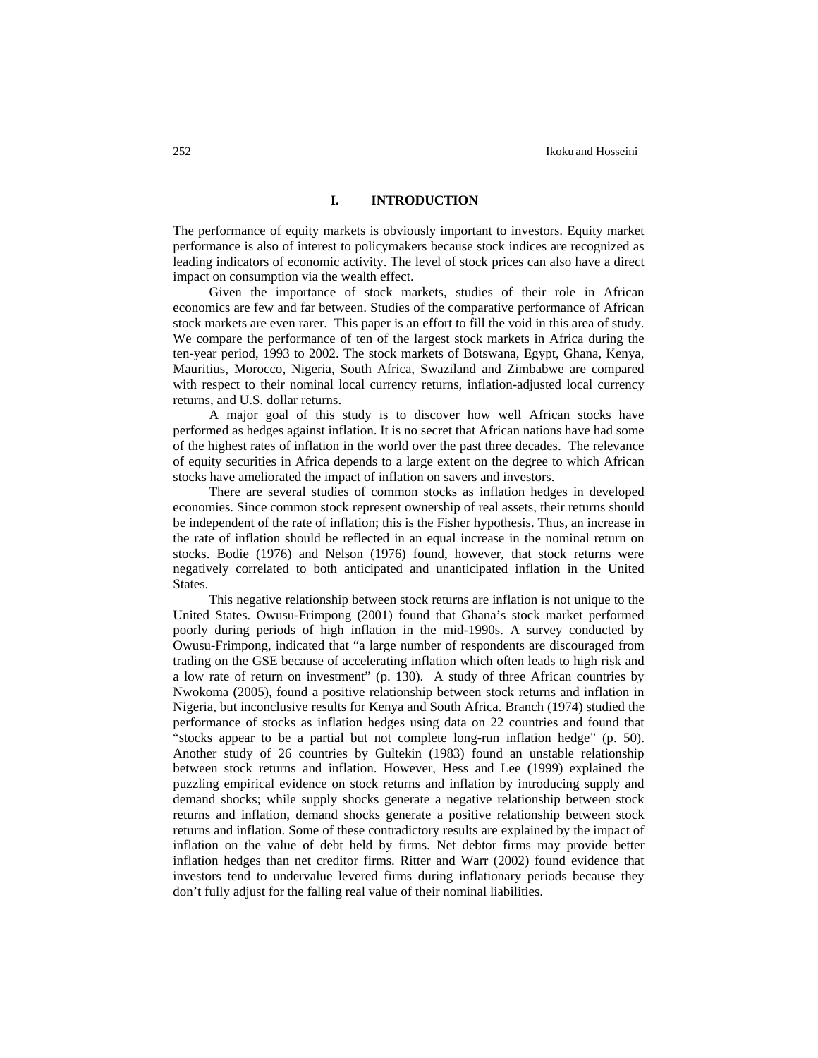# I. INTRODUCTION

The performance of equity markets is obviously important to investors. Equity market performance is also of interest to policymakers because stock indices are recognized as leading indicators of economic activity. The level of stock prices can also have a direct impact on consumption via the wealth effect.

Given the importance of stock markets, studies of their role in African economics are few and far between. Studies of the comparative performance of African stock markets are even rarer. This paper is an effort to fill the void in this area of study. We compare the performance of ten of the largest stock markets in Africa during the ten-year period, 1993 to 2002. The stock markets of Botswana, Egypt, Ghana, Kenya, Mauritius, Morocco, Nigeria, South Africa, Swaziland and Zimbabwe are compared with respect to their nominal local currency returns, inflation-adjusted local currency returns, and U.S. dollar returns.

A major goal of this study is to discover how well African stocks have performed as hedges against inflation. It is no secret that African nations have had some of the highest rates of inflation in the world over the past three decades. The relevance of equity securities in Africa depends to a large extent on the degree to which African stocks have ameliorated the impact of inflation on savers and investors.

There are several studies of common stocks as inflation hedges in developed economies. Since common stock represent ownership of real assets, their returns should be independent of the rate of inflation; this is the Fisher hypothesis. Thus, an increase in the rate of inflation should be reflected in an equal increase in the nominal return on stocks. Bodie (1976) and Nelson (1976) found, however, that stock returns were negatively correlated to both anticipated and unanticipated inflation in the United States.

This negative relationship between stock returns are inflation is not unique to the United States. Owusu-Frimpong (2001) found that Ghana's stock market performed poorly during periods of high inflation in the mid-1990s. A survey conducted by Owusu-Frimpong, indicated that "a large number of respondents are discouraged from trading on the GSE because of accelerating inflation which often leads to high risk and a low rate of return on investment" (p. 130). A study of three African countries by Nwokoma (2005), found a positive relationship between stock returns and inflation in Nigeria, but inconclusive results for Kenya and South Africa. Branch (1974) studied the performance of stocks as inflation hedges using data on 22 countries and found that "stocks appear to be a partial but not complete long-run inflation hedge" (p. 50). Another study of 26 countries by Gultekin (1983) found an unstable relationship between stock returns and inflation. However, Hess and Lee (1999) explained the puzzling empirical evidence on stock returns and inflation by introducing supply and demand shocks; while supply shocks generate a negative relationship between stock returns and inflation, demand shocks generate a positive relationship between stock returns and inflation. Some of these contradictory results are explained by the impact of inflation on the value of debt held by firms. Net debtor firms may provide better inflation hedges than net creditor firms. Ritter and Warr (2002) found evidence that investors tend to undervalue levered firms during inflationary periods because they don't fully adjust for the falling real value of their nominal liabilities.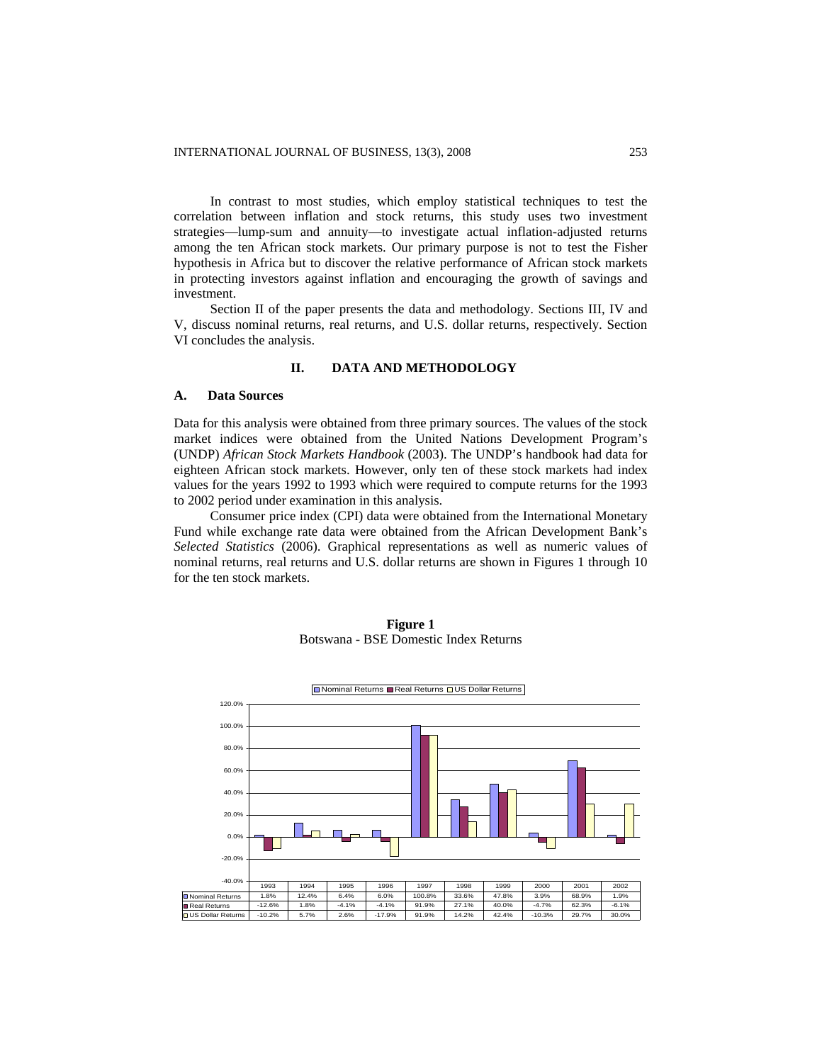In contrast to most studies, which employ statistical techniques to test the correlation between inflation and stock returns, this study uses two investment strategies—lump-sum and annuity—to investigate actual inflation-adjusted returns among the ten African stock markets. Our primary purpose is not to test the Fisher hypothesis in Africa but to discover the relative performance of African stock markets in protecting investors against inflation and encouraging the growth of savings and investment.

Section II of the paper presents the data and methodology. Sections III, IV and V, discuss nominal returns, real returns, and U.S. dollar returns, respectively. Section VI concludes the analysis.

## II. DATA AND METHODOLOGY

### A. Data Sources

Data for this analysis were obtained from three primary sources. The values of the stock market indices were obtained from the United Nations Development Program's (UNDP) *African Stock Markets Handbook* (2003). The UNDP's handbook had data for eighteen African stock markets. However, only ten of these stock markets had index values for the years 1992 to 1993 which were required to compute returns for the 1993 to 2002 period under examination in this analysis.

Consumer price index (CPI) data were obtained from the International Monetary Fund while exchange rate data were obtained from the African Development Bank's *Selected Statistics* (2006). Graphical representations as well as numeric values of nominal returns, real returns and U.S. dollar returns are shown in Figures 1 through 10 for the ten stock markets.

**Figure 1**
Botswana - BSE Domestic Index Returns

| | 1993 | 1994 | 1995 | 1996 | 1997 | 1998 | 1999 | 2000 | 2001 | 2002 |
|---|---|---|---|---|---|---|---|---|---|---|
| Nominal Returns | 1.8% | 12.4% | 6.4% | 6.0% | 100.8% | 33.6% | 47.8% | 3.9% | 68.9% | 1.9% |
| Real Returns | -12.6% | 1.8% | -4.1% | -4.1% | 91.9% | 27.1% | 40.0% | -4.7% | 62.3% | -6.1% |
| US Dollar Returns | -10.2% | 5.7% | 2.6% | -17.9% | 91.9% | 14.2% | 42.4% | -10.3% | 29.7% | 30.0% |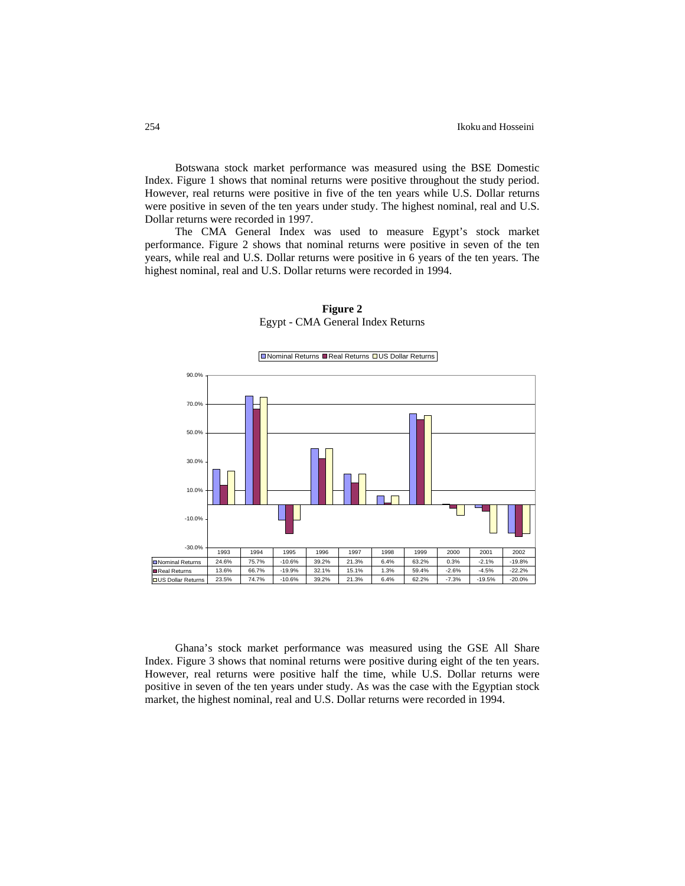Botswana stock market performance was measured using the BSE Domestic Index. Figure 1 shows that nominal returns were positive throughout the study period. However, real returns were positive in five of the ten years while U.S. Dollar returns were positive in seven of the ten years under study. The highest nominal, real and U.S. Dollar returns were recorded in 1997.

The CMA General Index was used to measure Egypt's stock market performance. Figure 2 shows that nominal returns were positive in seven of the ten years, while real and U.S. Dollar returns were positive in 6 years of the ten years. The highest nominal, real and U.S. Dollar returns were recorded in 1994.

**Figure 2**
Egypt - CMA General Index Returns

| | 1993 | 1994 | 1995 | 1996 | 1997 | 1998 | 1999 | 2000 | 2001 | 2002 |
|---|---|---|---|---|---|---|---|---|---|---|
| Nominal Returns | 24.6% | 75.7% | -10.6% | 39.2% | 21.3% | 6.4% | 63.2% | 0.3% | -2.1% | -19.8% |
| Real Returns | 13.6% | 66.7% | -19.9% | 32.1% | 15.1% | 1.3% | 59.4% | -2.6% | -4.5% | -22.2% |
| US Dollar Returns | 23.5% | 74.7% | -10.6% | 39.2% | 21.3% | 6.4% | 62.2% | -7.3% | -19.5% | -20.0% |

Ghana's stock market performance was measured using the GSE All Share Index. Figure 3 shows that nominal returns were positive during eight of the ten years. However, real returns were positive half the time, while U.S. Dollar returns were positive in seven of the ten years under study. As was the case with the Egyptian stock market, the highest nominal, real and U.S. Dollar returns were recorded in 1994.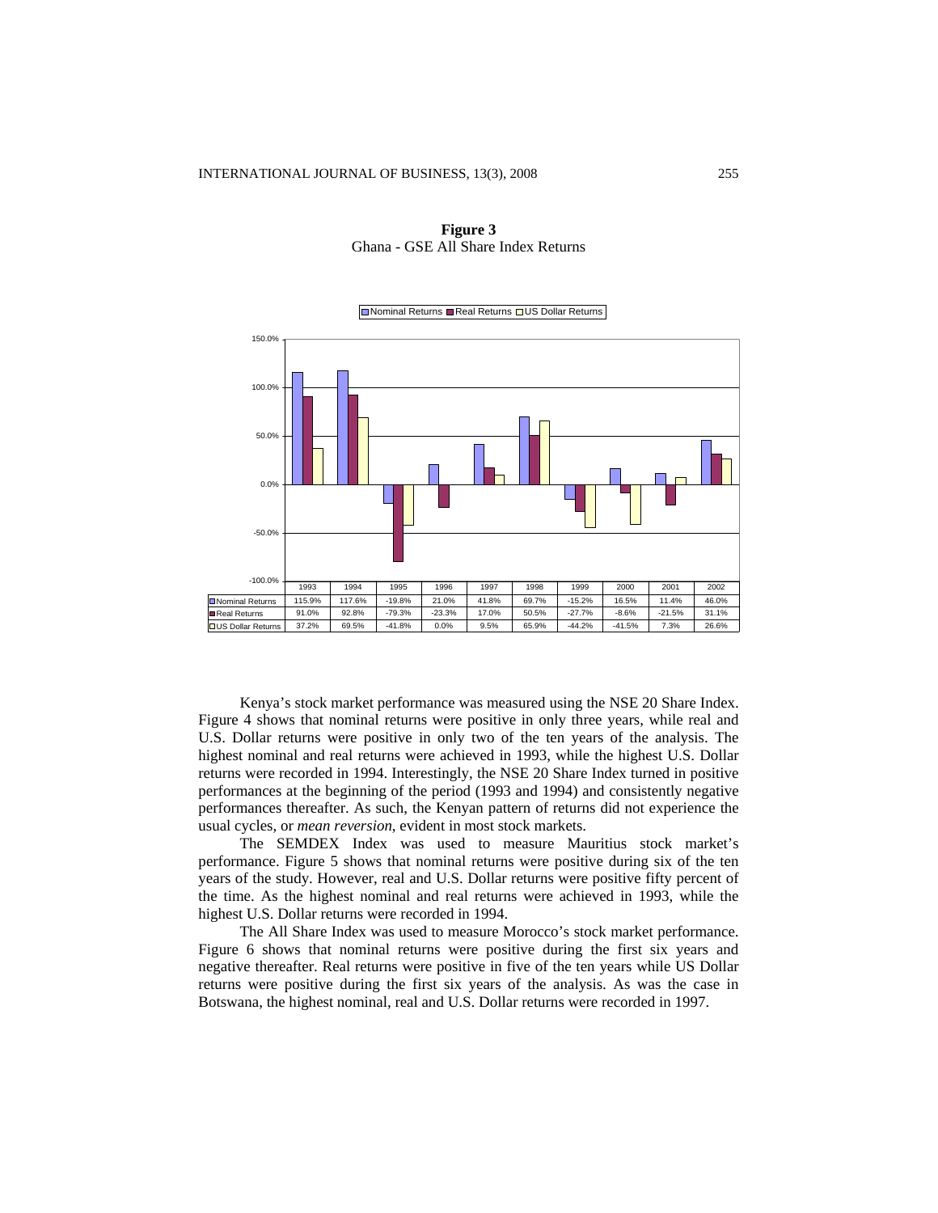**Figure 3**
Ghana - GSE All Share Index Returns

| | 1993 | 1994 | 1995 | 1996 | 1997 | 1998 | 1999 | 2000 | 2001 | 2002 |
|---|---|---|---|---|---|---|---|---|---|---|
| Nominal Returns | 115.9% | 117.6% | -19.8% | 21.0% | 41.8% | 69.7% | -15.2% | 16.5% | 11.4% | 46.0% |
| Real Returns | 91.0% | 92.8% | -79.3% | -23.3% | 17.0% | 50.5% | -27.7% | -8.6% | -21.5% | 31.1% |
| US Dollar Returns | 37.2% | 69.5% | -41.8% | 0.0% | 9.5% | 65.9% | -44.2% | -41.5% | 7.3% | 26.6% |

Kenya's stock market performance was measured using the NSE 20 Share Index. Figure 4 shows that nominal returns were positive in only three years, while real and U.S. Dollar returns were positive in only two of the ten years of the analysis. The highest nominal and real returns were achieved in 1993, while the highest U.S. Dollar returns were recorded in 1994. Interestingly, the NSE 20 Share Index turned in positive performances at the beginning of the period (1993 and 1994) and consistently negative performances thereafter. As such, the Kenyan pattern of returns did not experience the usual cycles, or *mean reversion*, evident in most stock markets.

The SEMDEX Index was used to measure Mauritius stock market's performance. Figure 5 shows that nominal returns were positive during six of the ten years of the study. However, real and U.S. Dollar returns were positive fifty percent of the time. As the highest nominal and real returns were achieved in 1993, while the highest U.S. Dollar returns were recorded in 1994.

The All Share Index was used to measure Morocco's stock market performance. Figure 6 shows that nominal returns were positive during the first six years and negative thereafter. Real returns were positive in five of the ten years while US Dollar returns were positive during the first six years of the analysis. As was the case in Botswana, the highest nominal, real and U.S. Dollar returns were recorded in 1997.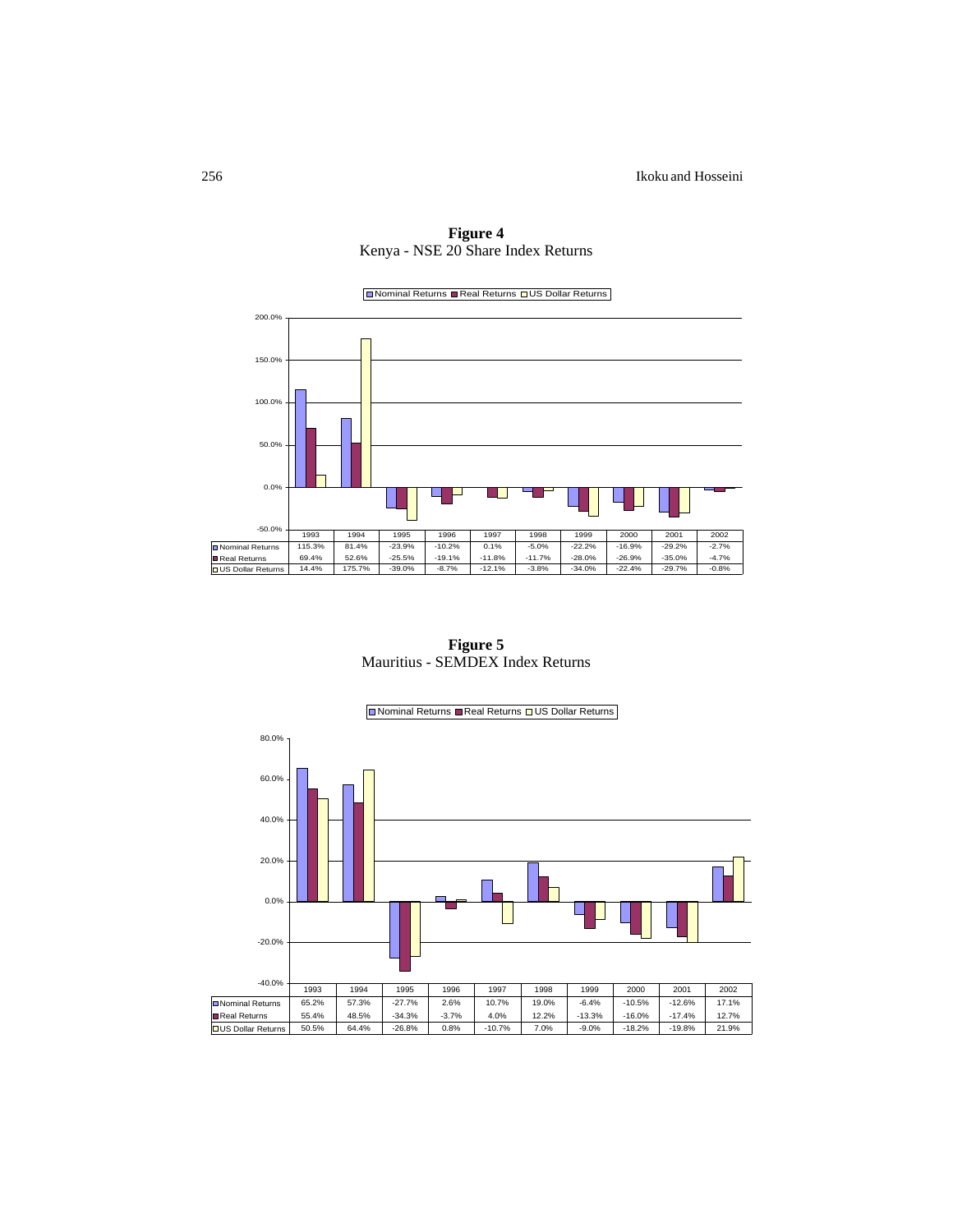**Figure 4**
Kenya - NSE 20 Share Index Returns

| | 1993 | 1994 | 1995 | 1996 | 1997 | 1998 | 1999 | 2000 | 2001 | 2002 |
|---|---|---|---|---|---|---|---|---|---|---|
| Nominal Returns | 115.3% | 81.4% | -23.9% | -10.2% | 0.1% | -5.0% | -22.2% | -16.9% | -29.2% | -2.7% |
| Real Returns | 69.4% | 52.6% | -25.5% | -19.1% | -11.8% | -11.7% | -28.0% | -26.9% | -35.0% | -4.7% |
| US Dollar Returns | 14.4% | 175.7% | -39.0% | -8.7% | -12.1% | -3.8% | -34.0% | -22.4% | -29.7% | -0.8% |

**Figure 5**
Mauritius - SEMDEX Index Returns

| | 1993 | 1994 | 1995 | 1996 | 1997 | 1998 | 1999 | 2000 | 2001 | 2002 |
|---|---|---|---|---|---|---|---|---|---|---|
| Nominal Returns | 65.2% | 57.3% | -27.7% | 2.6% | 10.7% | 19.0% | -6.4% | -10.5% | -12.6% | 17.1% |
| Real Returns | 55.4% | 48.5% | -34.3% | -3.7% | 4.0% | 12.2% | -13.3% | -16.0% | -17.4% | 12.7% |
| US Dollar Returns | 50.5% | 64.4% | -26.8% | 0.8% | -10.7% | 7.0% | -9.0% | -18.2% | -19.8% | 21.9% |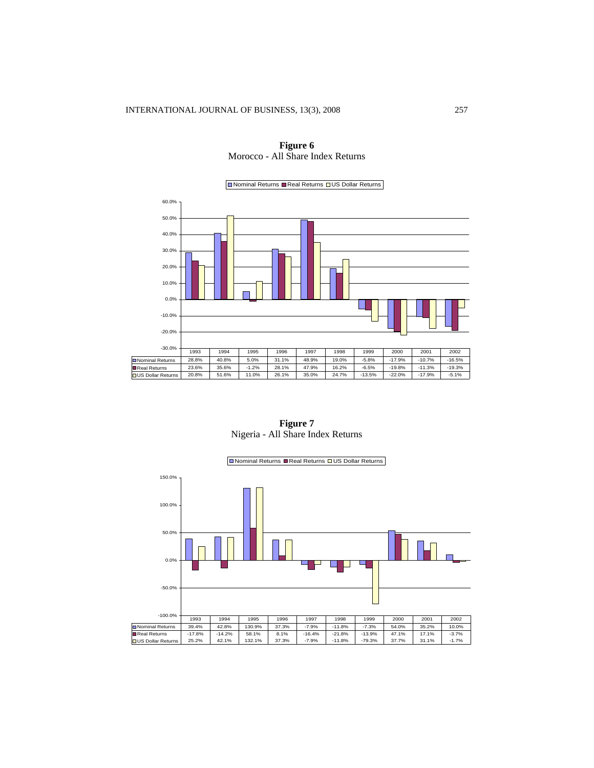**Figure 6**
Morocco - All Share Index Returns

| | 1993 | 1994 | 1995 | 1996 | 1997 | 1998 | 1999 | 2000 | 2001 | 2002 |
|---|---|---|---|---|---|---|---|---|---|---|
| Nominal Returns | 28.8% | 40.8% | 5.0% | 31.1% | 48.9% | 19.0% | -5.8% | -17.9% | -10.7% | -16.5% |
| Real Returns | 23.6% | 35.6% | -1.2% | 28.1% | 47.9% | 16.2% | -6.5% | -19.8% | -11.3% | -19.3% |
| US Dollar Returns | 20.8% | 51.6% | 11.0% | 26.1% | 35.0% | 24.7% | -13.5% | -22.0% | -17.9% | -5.1% |

**Figure 7**
Nigeria - All Share Index Returns

| | 1993 | 1994 | 1995 | 1996 | 1997 | 1998 | 1999 | 2000 | 2001 | 2002 |
|---|---|---|---|---|---|---|---|---|---|---|
| Nominal Returns | 39.4% | 42.8% | 130.9% | 37.3% | -7.9% | -11.8% | -7.3% | 54.0% | 35.2% | 10.0% |
| Real Returns | -17.8% | -14.2% | 58.1% | 8.1% | -16.4% | -21.8% | -13.9% | 47.1% | 17.1% | -3.7% |
| US Dollar Returns | 25.2% | 42.1% | 132.1% | 37.3% | -7.9% | -11.8% | -79.3% | 37.7% | 31.1% | -1.7% |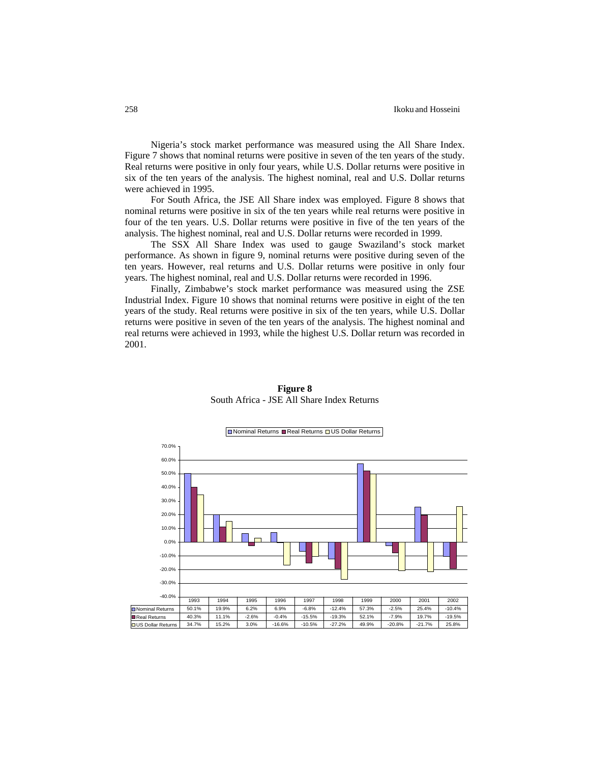Nigeria's stock market performance was measured using the All Share Index. Figure 7 shows that nominal returns were positive in seven of the ten years of the study. Real returns were positive in only four years, while U.S. Dollar returns were positive in six of the ten years of the analysis. The highest nominal, real and U.S. Dollar returns were achieved in 1995.

For South Africa, the JSE All Share index was employed. Figure 8 shows that nominal returns were positive in six of the ten years while real returns were positive in four of the ten years. U.S. Dollar returns were positive in five of the ten years of the analysis. The highest nominal, real and U.S. Dollar returns were recorded in 1999.

The SSX All Share Index was used to gauge Swaziland's stock market performance. As shown in figure 9, nominal returns were positive during seven of the ten years. However, real returns and U.S. Dollar returns were positive in only four years. The highest nominal, real and U.S. Dollar returns were recorded in 1996.

Finally, Zimbabwe's stock market performance was measured using the ZSE Industrial Index. Figure 10 shows that nominal returns were positive in eight of the ten years of the study. Real returns were positive in six of the ten years, while U.S. Dollar returns were positive in seven of the ten years of the analysis. The highest nominal and real returns were achieved in 1993, while the highest U.S. Dollar return was recorded in 2001.

**Figure 8**
South Africa - JSE All Share Index Returns

| | 1993 | 1994 | 1995 | 1996 | 1997 | 1998 | 1999 | 2000 | 2001 | 2002 |
|---|---|---|---|---|---|---|---|---|---|---|
| Nominal Returns | 50.1% | 19.9% | 6.2% | 6.9% | -6.8% | -12.4% | 57.3% | -2.5% | 25.4% | -10.4% |
| Real Returns | 40.3% | 11.1% | -2.6% | -0.4% | -15.5% | -19.3% | 52.1% | -7.9% | 19.7% | -19.5% |
| US Dollar Returns | 34.7% | 15.2% | 3.0% | -16.6% | -10.5% | -27.2% | 49.9% | -20.8% | -21.7% | 25.8% |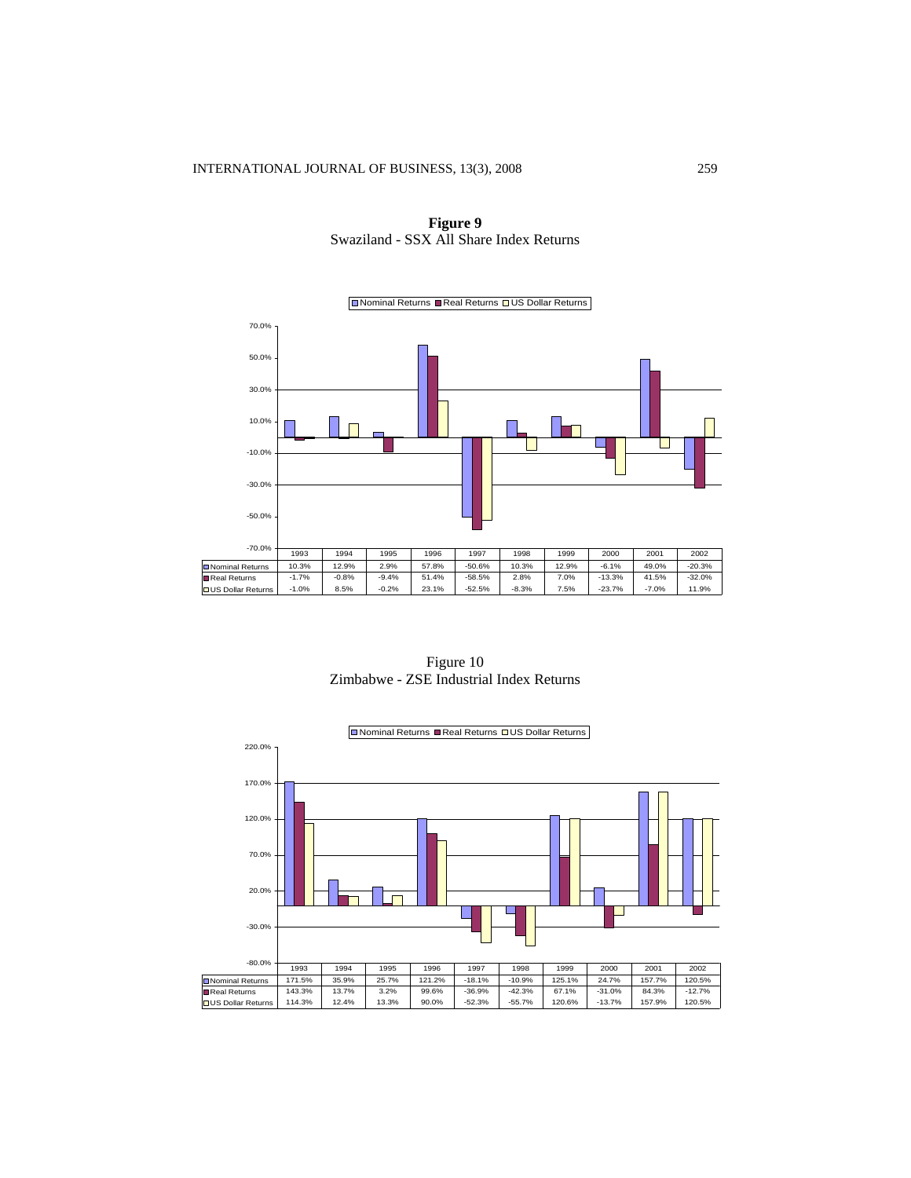**Figure 9**
Swaziland - SSX All Share Index Returns

| | 1993 | 1994 | 1995 | 1996 | 1997 | 1998 | 1999 | 2000 | 2001 | 2002 |
|---|---|---|---|---|---|---|---|---|---|---|
| Nominal Returns | 10.3% | 12.9% | 2.9% | 57.8% | -50.6% | 10.3% | 12.9% | -6.1% | 49.0% | -20.3% |
| Real Returns | -1.7% | -0.8% | -9.4% | 51.4% | -58.5% | 2.8% | 7.0% | -13.3% | 41.5% | -32.0% |
| US Dollar Returns | -1.0% | 8.5% | -0.2% | 23.1% | -52.5% | -8.3% | 7.5% | -23.7% | -7.0% | 11.9% |

Figure 10
Zimbabwe - ZSE Industrial Index Returns

| | 1993 | 1994 | 1995 | 1996 | 1997 | 1998 | 1999 | 2000 | 2001 | 2002 |
|---|---|---|---|---|---|---|---|---|---|---|
| Nominal Returns | 171.5% | 35.9% | 25.7% | 121.2% | -18.1% | -10.9% | 125.1% | 24.7% | 157.7% | 120.5% |
| Real Returns | 143.3% | 13.7% | 3.2% | 99.6% | -36.9% | -42.3% | 67.1% | -31.0% | 84.3% | -12.7% |
| US Dollar Returns | 114.3% | 12.4% | 13.3% | 90.0% | -52.3% | -55.7% | 120.6% | -13.7% | 157.9% | 120.5% |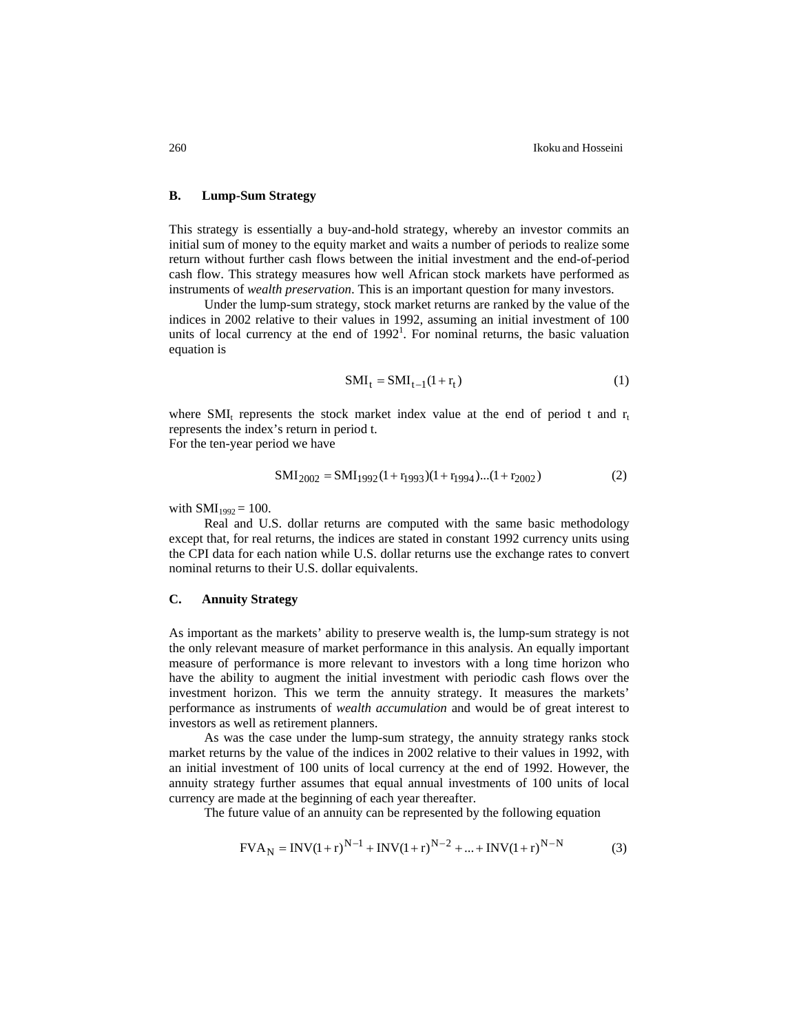### B. Lump-Sum Strategy

This strategy is essentially a buy-and-hold strategy, whereby an investor commits an initial sum of money to the equity market and waits a number of periods to realize some return without further cash flows between the initial investment and the end-of-period cash flow. This strategy measures how well African stock markets have performed as instruments of *wealth preservation*. This is an important question for many investors.

Under the lump-sum strategy, stock market returns are ranked by the value of the indices in 2002 relative to their values in 1992, assuming an initial investment of 100 units of local currency at the end of 1992[1]. For nominal returns, the basic valuation equation is

$$\mathrm{SMI}_t = \mathrm{SMI}_{t-1}(1 + r_t) \tag{1}$$

where $\mathrm{SMI}_t$ represents the stock market index value at the end of period t and $r_t$ represents the index's return in period t.
For the ten-year period we have

$$\mathrm{SMI}_{2002} = \mathrm{SMI}_{1992}(1 + r_{1993})(1 + r_{1994})...(1 + r_{2002}) \tag{2}$$

with $\mathrm{SMI}_{1992} = 100$.

Real and U.S. dollar returns are computed with the same basic methodology except that, for real returns, the indices are stated in constant 1992 currency units using the CPI data for each nation while U.S. dollar returns use the exchange rates to convert nominal returns to their U.S. dollar equivalents.

### C. Annuity Strategy

As important as the markets' ability to preserve wealth is, the lump-sum strategy is not the only relevant measure of market performance in this analysis. An equally important measure of performance is more relevant to investors with a long time horizon who have the ability to augment the initial investment with periodic cash flows over the investment horizon. This we term the annuity strategy. It measures the markets' performance as instruments of *wealth accumulation* and would be of great interest to investors as well as retirement planners.

As was the case under the lump-sum strategy, the annuity strategy ranks stock market returns by the value of the indices in 2002 relative to their values in 1992, with an initial investment of 100 units of local currency at the end of 1992. However, the annuity strategy further assumes that equal annual investments of 100 units of local currency are made at the beginning of each year thereafter.

The future value of an annuity can be represented by the following equation

$$\mathrm{FVA}_N = \mathrm{INV}(1 + r)^{N-1} + \mathrm{INV}(1 + r)^{N-2} + ... + \mathrm{INV}(1 + r)^{N-N} \tag{3}$$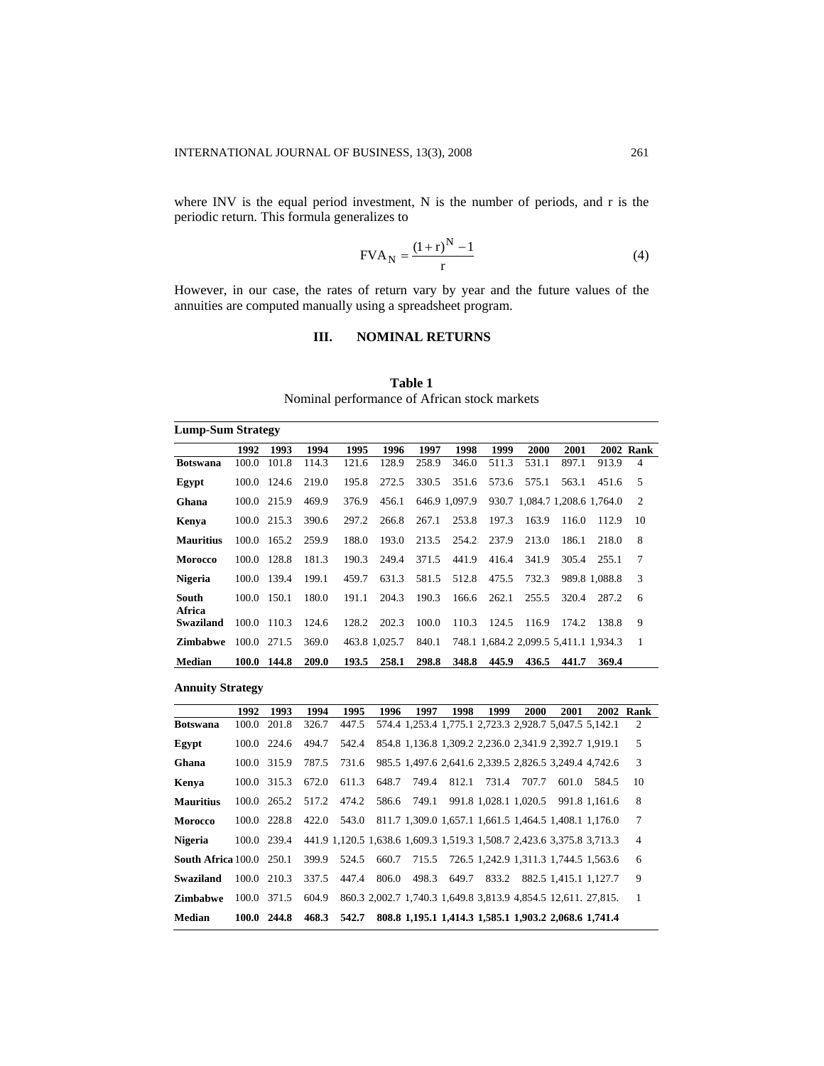where INV is the equal period investment, N is the number of periods, and r is the periodic return. This formula generalizes to

$$\text{FVA}_N = \frac{(1+r)^N - 1}{r} \tag{4}$$

However, in our case, the rates of return vary by year and the future values of the annuities are computed manually using a spreadsheet program.

## III. NOMINAL RETURNS

**Table 1**
Nominal performance of African stock markets

**Lump-Sum Strategy**

| | 1992 | 1993 | 1994 | 1995 | 1996 | 1997 | 1998 | 1999 | 2000 | 2001 | 2002 | Rank |
|---|---|---|---|---|---|---|---|---|---|---|---|---|
| **Botswana** | 100.0 | 101.8 | 114.3 | 121.6 | 128.9 | 258.9 | 346.0 | 511.3 | 531.1 | 897.1 | 913.9 | 4 |
| **Egypt** | 100.0 | 124.6 | 219.0 | 195.8 | 272.5 | 330.5 | 351.6 | 573.6 | 575.1 | 563.1 | 451.6 | 5 |
| **Ghana** | 100.0 | 215.9 | 469.9 | 376.9 | 456.1 | 646.9 | 1,097.9 | 930.7 | 1,084.7 | 1,208.6 | 1,764.0 | 2 |
| **Kenya** | 100.0 | 215.3 | 390.6 | 297.2 | 266.8 | 267.1 | 253.8 | 197.3 | 163.9 | 116.0 | 112.9 | 10 |
| **Mauritius** | 100.0 | 165.2 | 259.9 | 188.0 | 193.0 | 213.5 | 254.2 | 237.9 | 213.0 | 186.1 | 218.0 | 8 |
| **Morocco** | 100.0 | 128.8 | 181.3 | 190.3 | 249.4 | 371.5 | 441.9 | 416.4 | 341.9 | 305.4 | 255.1 | 7 |
| **Nigeria** | 100.0 | 139.4 | 199.1 | 459.7 | 631.3 | 581.5 | 512.8 | 475.5 | 732.3 | 989.8 | 1,088.8 | 3 |
| **South Africa** | 100.0 | 150.1 | 180.0 | 191.1 | 204.3 | 190.3 | 166.6 | 262.1 | 255.5 | 320.4 | 287.2 | 6 |
| **Swaziland** | 100.0 | 110.3 | 124.6 | 128.2 | 202.3 | 100.0 | 110.3 | 124.5 | 116.9 | 174.2 | 138.8 | 9 |
| **Zimbabwe** | 100.0 | 271.5 | 369.0 | 463.8 | 1,025.7 | 840.1 | 748.1 | 1,684.2 | 2,099.5 | 5,411.1 | 1,934.3 | 1 |
| **Median** | **100.0** | **144.8** | **209.0** | **193.5** | **258.1** | **298.8** | **348.8** | **445.9** | **436.5** | **441.7** | **369.4** | |

**Annuity Strategy**

| | 1992 | 1993 | 1994 | 1995 | 1996 | 1997 | 1998 | 1999 | 2000 | 2001 | 2002 | Rank |
|---|---|---|---|---|---|---|---|---|---|---|---|---|
| **Botswana** | 100.0 | 201.8 | 326.7 | 447.5 | 574.4 | 1,253.4 | 1,775.1 | 2,723.3 | 2,928.7 | 5,047.5 | 5,142.1 | 2 |
| **Egypt** | 100.0 | 224.6 | 494.7 | 542.4 | 854.8 | 1,136.8 | 1,309.2 | 2,236.0 | 2,341.9 | 2,392.7 | 1,919.1 | 5 |
| **Ghana** | 100.0 | 315.9 | 787.5 | 731.6 | 985.5 | 1,497.6 | 2,641.6 | 2,339.5 | 2,826.5 | 3,249.4 | 4,742.6 | 3 |
| **Kenya** | 100.0 | 315.3 | 672.0 | 611.3 | 648.7 | 749.4 | 812.1 | 731.4 | 707.7 | 601.0 | 584.5 | 10 |
| **Mauritius** | 100.0 | 265.2 | 517.2 | 474.2 | 586.6 | 749.1 | 991.8 | 1,028.1 | 1,020.5 | 991.8 | 1,161.6 | 8 |
| **Morocco** | 100.0 | 228.8 | 422.0 | 543.0 | 811.7 | 1,309.0 | 1,657.1 | 1,661.5 | 1,464.5 | 1,408.1 | 1,176.0 | 7 |
| **Nigeria** | 100.0 | 239.4 | 441.9 | 1,120.5 | 1,638.6 | 1,609.3 | 1,519.3 | 1,508.7 | 2,423.6 | 3,375.8 | 3,713.3 | 4 |
| **South Africa** | 100.0 | 250.1 | 399.9 | 524.5 | 660.7 | 715.5 | 726.5 | 1,242.9 | 1,311.3 | 1,744.5 | 1,563.6 | 6 |
| **Swaziland** | 100.0 | 210.3 | 337.5 | 447.4 | 806.0 | 498.3 | 649.7 | 833.2 | 882.5 | 1,415.1 | 1,127.7 | 9 |
| **Zimbabwe** | 100.0 | 371.5 | 604.9 | 860.3 | 2,002.7 | 1,740.3 | 1,649.8 | 3,813.9 | 4,854.5 | 12,611. | 27,815. | 1 |
| **Median** | **100.0** | **244.8** | **468.3** | **542.7** | **808.8** | **1,195.1** | **1,414.3** | **1,585.1** | **1,903.2** | **2,068.6** | **1,741.4** | |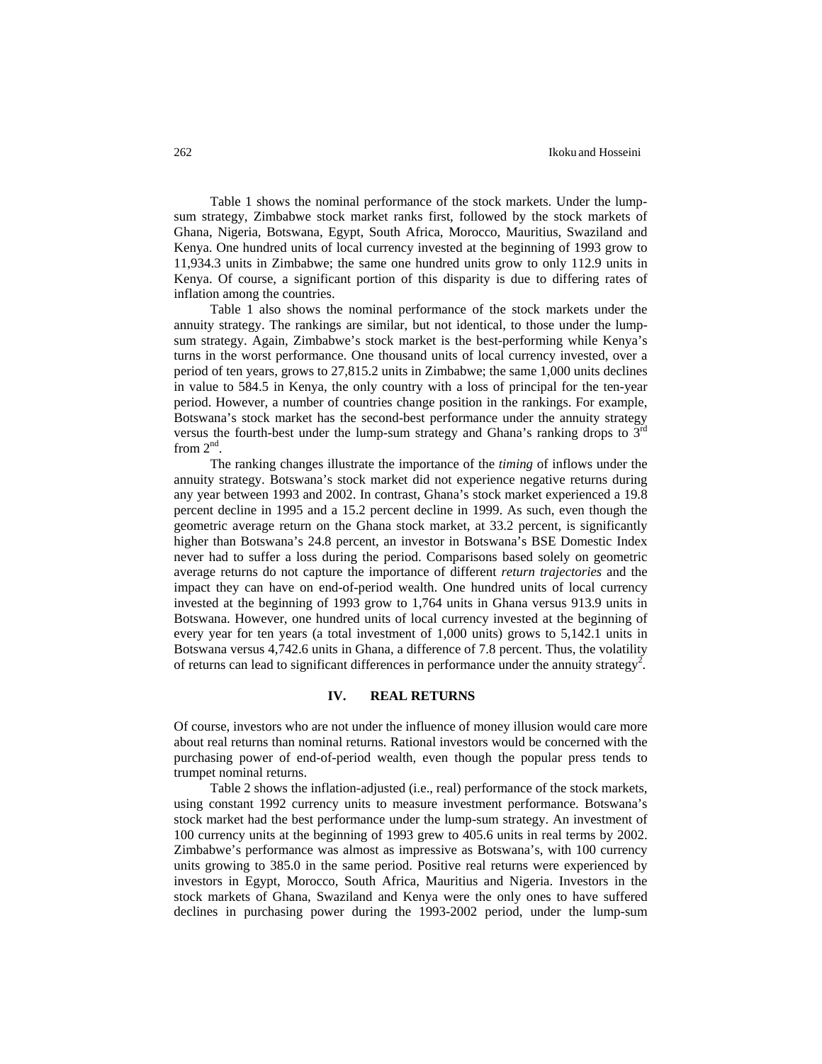Table 1 shows the nominal performance of the stock markets. Under the lump-sum strategy, Zimbabwe stock market ranks first, followed by the stock markets of Ghana, Nigeria, Botswana, Egypt, South Africa, Morocco, Mauritius, Swaziland and Kenya. One hundred units of local currency invested at the beginning of 1993 grow to 11,934.3 units in Zimbabwe; the same one hundred units grow to only 112.9 units in Kenya. Of course, a significant portion of this disparity is due to differing rates of inflation among the countries.

Table 1 also shows the nominal performance of the stock markets under the annuity strategy. The rankings are similar, but not identical, to those under the lump-sum strategy. Again, Zimbabwe's stock market is the best-performing while Kenya's turns in the worst performance. One thousand units of local currency invested, over a period of ten years, grows to 27,815.2 units in Zimbabwe; the same 1,000 units declines in value to 584.5 in Kenya, the only country with a loss of principal for the ten-year period. However, a number of countries change position in the rankings. For example, Botswana's stock market has the second-best performance under the annuity strategy versus the fourth-best under the lump-sum strategy and Ghana's ranking drops to 3rd from 2nd.

The ranking changes illustrate the importance of the *timing* of inflows under the annuity strategy. Botswana's stock market did not experience negative returns during any year between 1993 and 2002. In contrast, Ghana's stock market experienced a 19.8 percent decline in 1995 and a 15.2 percent decline in 1999. As such, even though the geometric average return on the Ghana stock market, at 33.2 percent, is significantly higher than Botswana's 24.8 percent, an investor in Botswana's BSE Domestic Index never had to suffer a loss during the period. Comparisons based solely on geometric average returns do not capture the importance of different *return trajectories* and the impact they can have on end-of-period wealth. One hundred units of local currency invested at the beginning of 1993 grow to 1,764 units in Ghana versus 913.9 units in Botswana. However, one hundred units of local currency invested at the beginning of every year for ten years (a total investment of 1,000 units) grows to 5,142.1 units in Botswana versus 4,742.6 units in Ghana, a difference of 7.8 percent. Thus, the volatility of returns can lead to significant differences in performance under the annuity strategy[2].

## IV. REAL RETURNS

Of course, investors who are not under the influence of money illusion would care more about real returns than nominal returns. Rational investors would be concerned with the purchasing power of end-of-period wealth, even though the popular press tends to trumpet nominal returns.

Table 2 shows the inflation-adjusted (i.e., real) performance of the stock markets, using constant 1992 currency units to measure investment performance. Botswana's stock market had the best performance under the lump-sum strategy. An investment of 100 currency units at the beginning of 1993 grew to 405.6 units in real terms by 2002. Zimbabwe's performance was almost as impressive as Botswana's, with 100 currency units growing to 385.0 in the same period. Positive real returns were experienced by investors in Egypt, Morocco, South Africa, Mauritius and Nigeria. Investors in the stock markets of Ghana, Swaziland and Kenya were the only ones to have suffered declines in purchasing power during the 1993-2002 period, under the lump-sum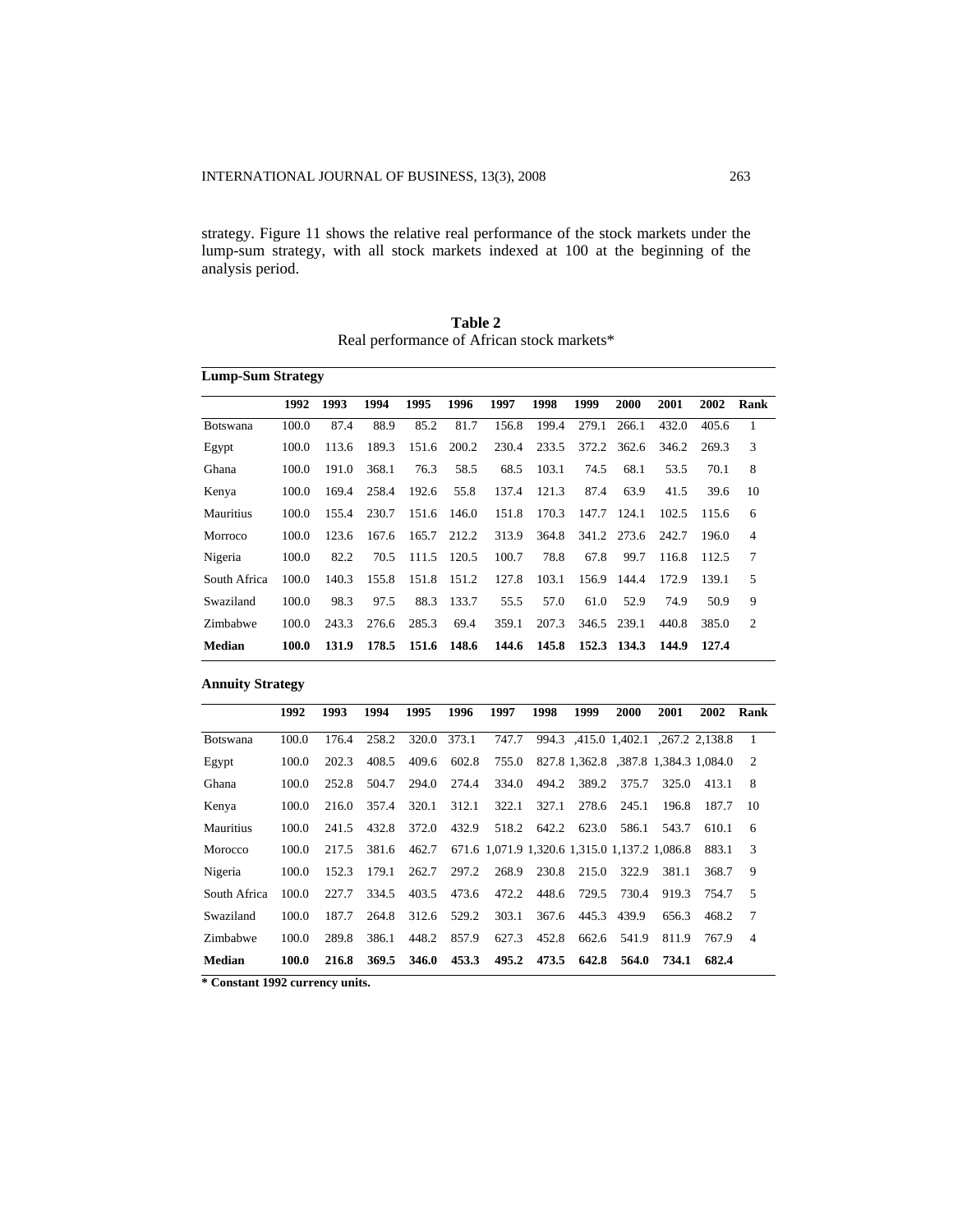strategy. Figure 11 shows the relative real performance of the stock markets under the lump-sum strategy, with all stock markets indexed at 100 at the beginning of the analysis period.

**Table 2**
Real performance of African stock markets*

**Lump-Sum Strategy**

| | 1992 | 1993 | 1994 | 1995 | 1996 | 1997 | 1998 | 1999 | 2000 | 2001 | 2002 | Rank |
|---|---|---|---|---|---|---|---|---|---|---|---|---|
| Botswana | 100.0 | 87.4 | 88.9 | 85.2 | 81.7 | 156.8 | 199.4 | 279.1 | 266.1 | 432.0 | 405.6 | 1 |
| Egypt | 100.0 | 113.6 | 189.3 | 151.6 | 200.2 | 230.4 | 233.5 | 372.2 | 362.6 | 346.2 | 269.3 | 3 |
| Ghana | 100.0 | 191.0 | 368.1 | 76.3 | 58.5 | 68.5 | 103.1 | 74.5 | 68.1 | 53.5 | 70.1 | 8 |
| Kenya | 100.0 | 169.4 | 258.4 | 192.6 | 55.8 | 137.4 | 121.3 | 87.4 | 63.9 | 41.5 | 39.6 | 10 |
| Mauritius | 100.0 | 155.4 | 230.7 | 151.6 | 146.0 | 151.8 | 170.3 | 147.7 | 124.1 | 102.5 | 115.6 | 6 |
| Morroco | 100.0 | 123.6 | 167.6 | 165.7 | 212.2 | 313.9 | 364.8 | 341.2 | 273.6 | 242.7 | 196.0 | 4 |
| Nigeria | 100.0 | 82.2 | 70.5 | 111.5 | 120.5 | 100.7 | 78.8 | 67.8 | 99.7 | 116.8 | 112.5 | 7 |
| South Africa | 100.0 | 140.3 | 155.8 | 151.8 | 151.2 | 127.8 | 103.1 | 156.9 | 144.4 | 172.9 | 139.1 | 5 |
| Swaziland | 100.0 | 98.3 | 97.5 | 88.3 | 133.7 | 55.5 | 57.0 | 61.0 | 52.9 | 74.9 | 50.9 | 9 |
| Zimbabwe | 100.0 | 243.3 | 276.6 | 285.3 | 69.4 | 359.1 | 207.3 | 346.5 | 239.1 | 440.8 | 385.0 | 2 |
| **Median** | **100.0** | **131.9** | **178.5** | **151.6** | **148.6** | **144.6** | **145.8** | **152.3** | **134.3** | **144.9** | **127.4** | |

**Annuity Strategy**

| | 1992 | 1993 | 1994 | 1995 | 1996 | 1997 | 1998 | 1999 | 2000 | 2001 | 2002 | Rank |
|---|---|---|---|---|---|---|---|---|---|---|---|---|
| Botswana | 100.0 | 176.4 | 258.2 | 320.0 | 373.1 | 747.7 | 994.3 | ,415.0 | 1,402.1 | ,267.2 | 2,138.8 | 1 |
| Egypt | 100.0 | 202.3 | 408.5 | 409.6 | 602.8 | 755.0 | 827.8 | 1,362.8 | ,387.8 | 1,384.3 | 1,084.0 | 2 |
| Ghana | 100.0 | 252.8 | 504.7 | 294.0 | 274.4 | 334.0 | 494.2 | 389.2 | 375.7 | 325.0 | 413.1 | 8 |
| Kenya | 100.0 | 216.0 | 357.4 | 320.1 | 312.1 | 322.1 | 327.1 | 278.6 | 245.1 | 196.8 | 187.7 | 10 |
| Mauritius | 100.0 | 241.5 | 432.8 | 372.0 | 432.9 | 518.2 | 642.2 | 623.0 | 586.1 | 543.7 | 610.1 | 6 |
| Morocco | 100.0 | 217.5 | 381.6 | 462.7 | 671.6 | 1,071.9 | 1,320.6 | 1,315.0 | 1,137.2 | 1,086.8 | 883.1 | 3 |
| Nigeria | 100.0 | 152.3 | 179.1 | 262.7 | 297.2 | 268.9 | 230.8 | 215.0 | 322.9 | 381.1 | 368.7 | 9 |
| South Africa | 100.0 | 227.7 | 334.5 | 403.5 | 473.6 | 472.2 | 448.6 | 729.5 | 730.4 | 919.3 | 754.7 | 5 |
| Swaziland | 100.0 | 187.7 | 264.8 | 312.6 | 529.2 | 303.1 | 367.6 | 445.3 | 439.9 | 656.3 | 468.2 | 7 |
| Zimbabwe | 100.0 | 289.8 | 386.1 | 448.2 | 857.9 | 627.3 | 452.8 | 662.6 | 541.9 | 811.9 | 767.9 | 4 |
| **Median** | **100.0** | **216.8** | **369.5** | **346.0** | **453.3** | **495.2** | **473.5** | **642.8** | **564.0** | **734.1** | **682.4** | |

**\* Constant 1992 currency units.**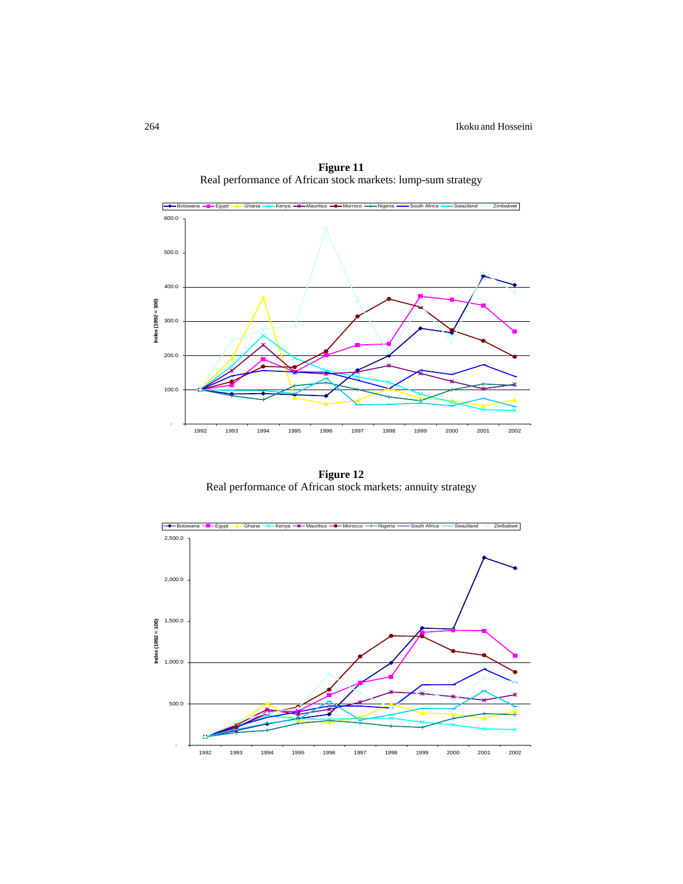**Figure 11**
Real performance of African stock markets: lump-sum strategy

**Figure 12**
Real performance of African stock markets: annuity strategy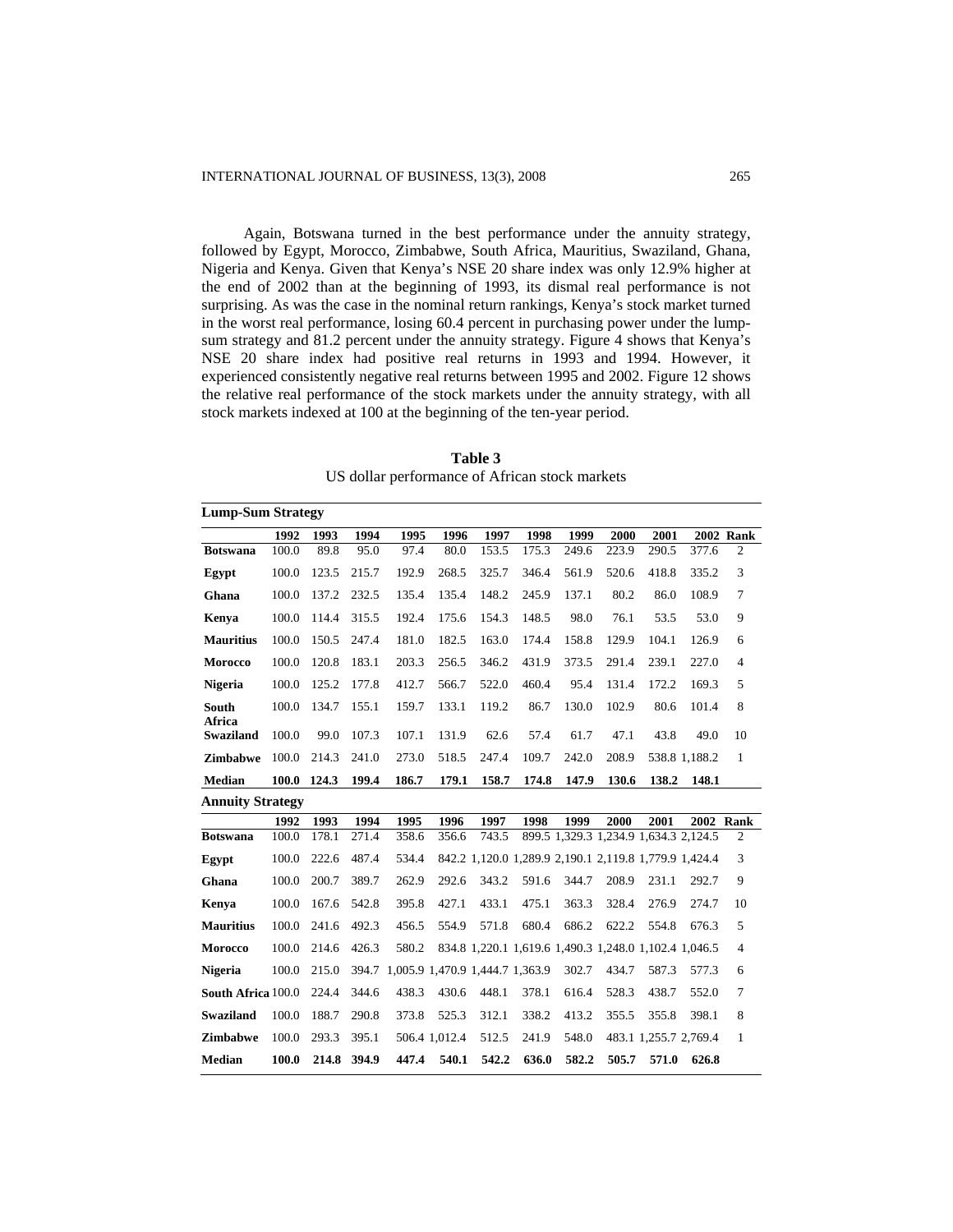Again, Botswana turned in the best performance under the annuity strategy, followed by Egypt, Morocco, Zimbabwe, South Africa, Mauritius, Swaziland, Ghana, Nigeria and Kenya. Given that Kenya's NSE 20 share index was only 12.9% higher at the end of 2002 than at the beginning of 1993, its dismal real performance is not surprising. As was the case in the nominal return rankings, Kenya's stock market turned in the worst real performance, losing 60.4 percent in purchasing power under the lump-sum strategy and 81.2 percent under the annuity strategy. Figure 4 shows that Kenya's NSE 20 share index had positive real returns in 1993 and 1994. However, it experienced consistently negative real returns between 1995 and 2002. Figure 12 shows the relative real performance of the stock markets under the annuity strategy, with all stock markets indexed at 100 at the beginning of the ten-year period.

**Table 3**
US dollar performance of African stock markets

| **Lump-Sum Strategy** | | | | | | | | | | | | |
|---|---|---|---|---|---|---|---|---|---|---|---|---|
| | **1992** | **1993** | **1994** | **1995** | **1996** | **1997** | **1998** | **1999** | **2000** | **2001** | **2002** | **Rank** |
| **Botswana** | 100.0 | 89.8 | 95.0 | 97.4 | 80.0 | 153.5 | 175.3 | 249.6 | 223.9 | 290.5 | 377.6 | 2 |
| **Egypt** | 100.0 | 123.5 | 215.7 | 192.9 | 268.5 | 325.7 | 346.4 | 561.9 | 520.6 | 418.8 | 335.2 | 3 |
| **Ghana** | 100.0 | 137.2 | 232.5 | 135.4 | 135.4 | 148.2 | 245.9 | 137.1 | 80.2 | 86.0 | 108.9 | 7 |
| **Kenya** | 100.0 | 114.4 | 315.5 | 192.4 | 175.6 | 154.3 | 148.5 | 98.0 | 76.1 | 53.5 | 53.0 | 9 |
| **Mauritius** | 100.0 | 150.5 | 247.4 | 181.0 | 182.5 | 163.0 | 174.4 | 158.8 | 129.9 | 104.1 | 126.9 | 6 |
| **Morocco** | 100.0 | 120.8 | 183.1 | 203.3 | 256.5 | 346.2 | 431.9 | 373.5 | 291.4 | 239.1 | 227.0 | 4 |
| **Nigeria** | 100.0 | 125.2 | 177.8 | 412.7 | 566.7 | 522.0 | 460.4 | 95.4 | 131.4 | 172.2 | 169.3 | 5 |
| **South Africa** | 100.0 | 134.7 | 155.1 | 159.7 | 133.1 | 119.2 | 86.7 | 130.0 | 102.9 | 80.6 | 101.4 | 8 |
| **Swaziland** | 100.0 | 99.0 | 107.3 | 107.1 | 131.9 | 62.6 | 57.4 | 61.7 | 47.1 | 43.8 | 49.0 | 10 |
| **Zimbabwe** | 100.0 | 214.3 | 241.0 | 273.0 | 518.5 | 247.4 | 109.7 | 242.0 | 208.9 | 538.8 | 1,188.2 | 1 |
| **Median** | **100.0** | **124.3** | **199.4** | **186.7** | **179.1** | **158.7** | **174.8** | **147.9** | **130.6** | **138.2** | **148.1** | |
| **Annuity Strategy** | | | | | | | | | | | | |
| | **1992** | **1993** | **1994** | **1995** | **1996** | **1997** | **1998** | **1999** | **2000** | **2001** | **2002** | **Rank** |
| **Botswana** | 100.0 | 178.1 | 271.4 | 358.6 | 356.6 | 743.5 | 899.5 | 1,329.3 | 1,234.9 | 1,634.3 | 2,124.5 | 2 |
| **Egypt** | 100.0 | 222.6 | 487.4 | 534.4 | 842.2 | 1,120.0 | 1,289.9 | 2,190.1 | 2,119.8 | 1,779.9 | 1,424.4 | 3 |
| **Ghana** | 100.0 | 200.7 | 389.7 | 262.9 | 292.6 | 343.2 | 591.6 | 344.7 | 208.9 | 231.1 | 292.7 | 9 |
| **Kenya** | 100.0 | 167.6 | 542.8 | 395.8 | 427.1 | 433.1 | 475.1 | 363.3 | 328.4 | 276.9 | 274.7 | 10 |
| **Mauritius** | 100.0 | 241.6 | 492.3 | 456.5 | 554.9 | 571.8 | 680.4 | 686.2 | 622.2 | 554.8 | 676.3 | 5 |
| **Morocco** | 100.0 | 214.6 | 426.3 | 580.2 | 834.8 | 1,220.1 | 1,619.6 | 1,490.3 | 1,248.0 | 1,102.4 | 1,046.5 | 4 |
| **Nigeria** | 100.0 | 215.0 | 394.7 | 1,005.9 | 1,470.9 | 1,444.7 | 1,363.9 | 302.7 | 434.7 | 587.3 | 577.3 | 6 |
| **South Africa** | 100.0 | 224.4 | 344.6 | 438.3 | 430.6 | 448.1 | 378.1 | 616.4 | 528.3 | 438.7 | 552.0 | 7 |
| **Swaziland** | 100.0 | 188.7 | 290.8 | 373.8 | 525.3 | 312.1 | 338.2 | 413.2 | 355.5 | 355.8 | 398.1 | 8 |
| **Zimbabwe** | 100.0 | 293.3 | 395.1 | 506.4 | 1,012.4 | 512.5 | 241.9 | 548.0 | 483.1 | 1,255.7 | 2,769.4 | 1 |
| **Median** | **100.0** | **214.8** | **394.9** | **447.4** | **540.1** | **542.2** | **636.0** | **582.2** | **505.7** | **571.0** | **626.8** | |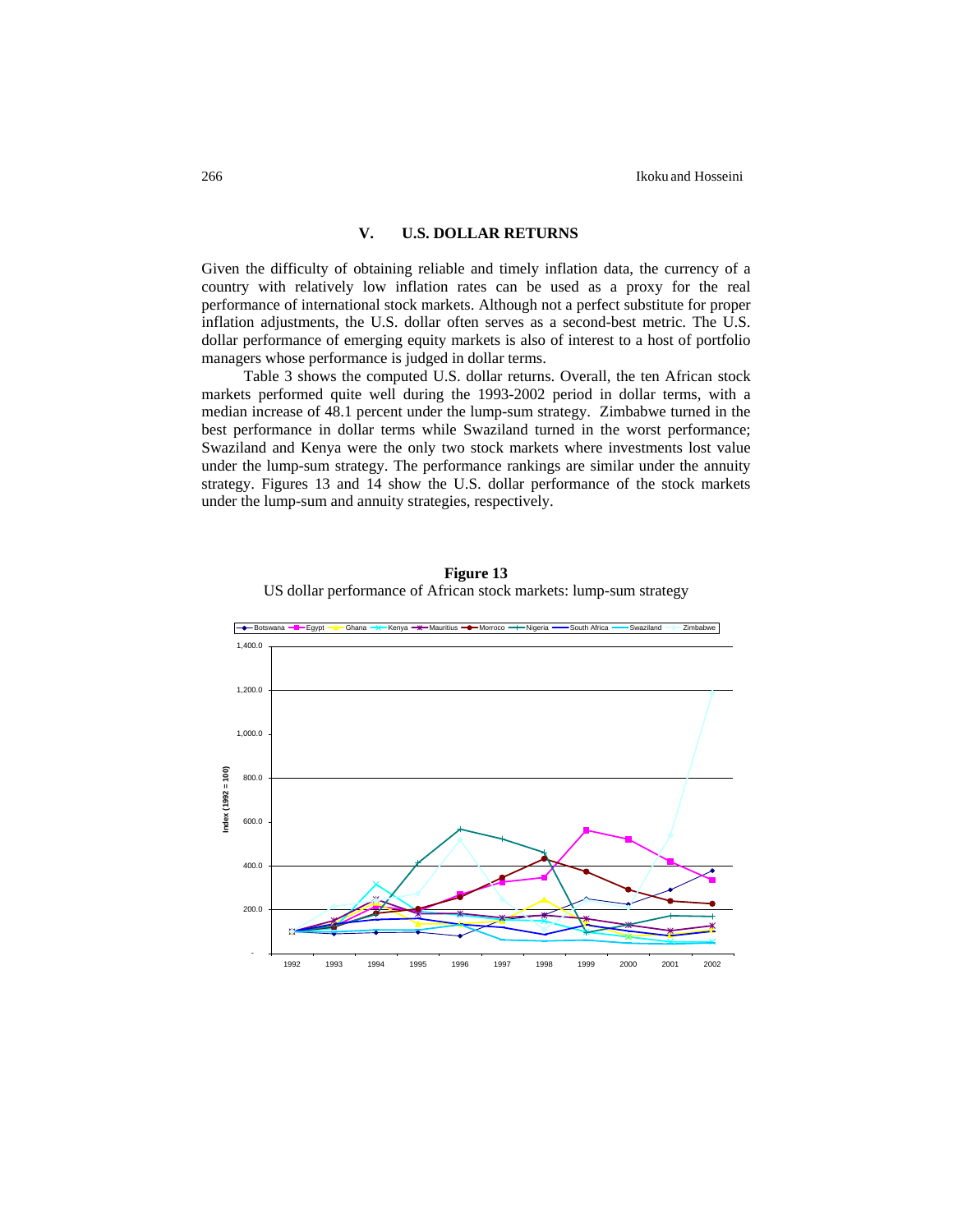## V. U.S. DOLLAR RETURNS

Given the difficulty of obtaining reliable and timely inflation data, the currency of a country with relatively low inflation rates can be used as a proxy for the real performance of international stock markets. Although not a perfect substitute for proper inflation adjustments, the U.S. dollar often serves as a second-best metric. The U.S. dollar performance of emerging equity markets is also of interest to a host of portfolio managers whose performance is judged in dollar terms.

Table 3 shows the computed U.S. dollar returns. Overall, the ten African stock markets performed quite well during the 1993-2002 period in dollar terms, with a median increase of 48.1 percent under the lump-sum strategy. Zimbabwe turned in the best performance in dollar terms while Swaziland turned in the worst performance; Swaziland and Kenya were the only two stock markets where investments lost value under the lump-sum strategy. The performance rankings are similar under the annuity strategy. Figures 13 and 14 show the U.S. dollar performance of the stock markets under the lump-sum and annuity strategies, respectively.

**Figure 13**

US dollar performance of African stock markets: lump-sum strategy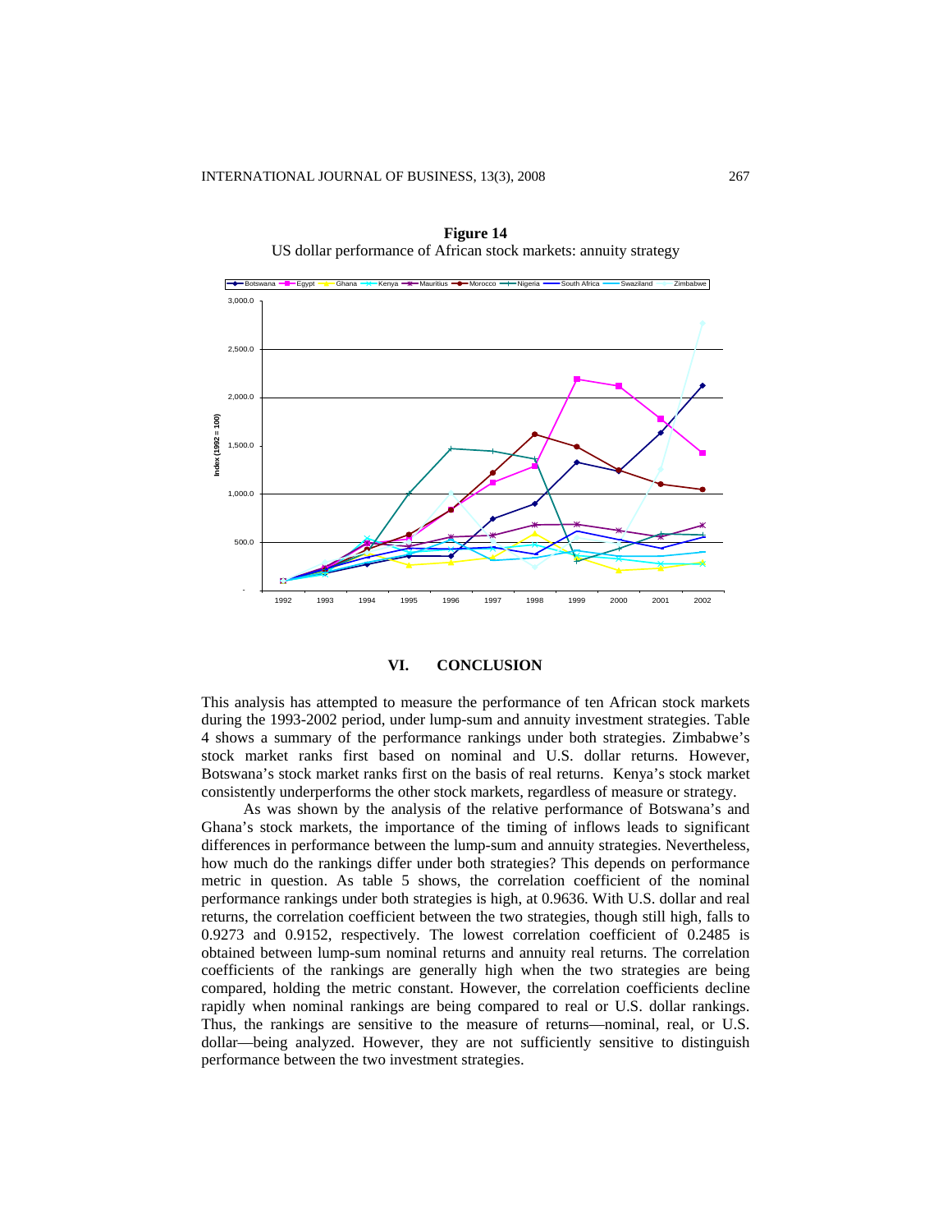**Figure 14**
US dollar performance of African stock markets: annuity strategy

## VI. CONCLUSION

This analysis has attempted to measure the performance of ten African stock markets during the 1993-2002 period, under lump-sum and annuity investment strategies. Table 4 shows a summary of the performance rankings under both strategies. Zimbabwe's stock market ranks first based on nominal and U.S. dollar returns. However, Botswana's stock market ranks first on the basis of real returns. Kenya's stock market consistently underperforms the other stock markets, regardless of measure or strategy.

As was shown by the analysis of the relative performance of Botswana's and Ghana's stock markets, the importance of the timing of inflows leads to significant differences in performance between the lump-sum and annuity strategies. Nevertheless, how much do the rankings differ under both strategies? This depends on performance metric in question. As table 5 shows, the correlation coefficient of the nominal performance rankings under both strategies is high, at 0.9636. With U.S. dollar and real returns, the correlation coefficient between the two strategies, though still high, falls to 0.9273 and 0.9152, respectively. The lowest correlation coefficient of 0.2485 is obtained between lump-sum nominal returns and annuity real returns. The correlation coefficients of the rankings are generally high when the two strategies are being compared, holding the metric constant. However, the correlation coefficients decline rapidly when nominal rankings are being compared to real or U.S. dollar rankings. Thus, the rankings are sensitive to the measure of returns—nominal, real, or U.S. dollar—being analyzed. However, they are not sufficiently sensitive to distinguish performance between the two investment strategies.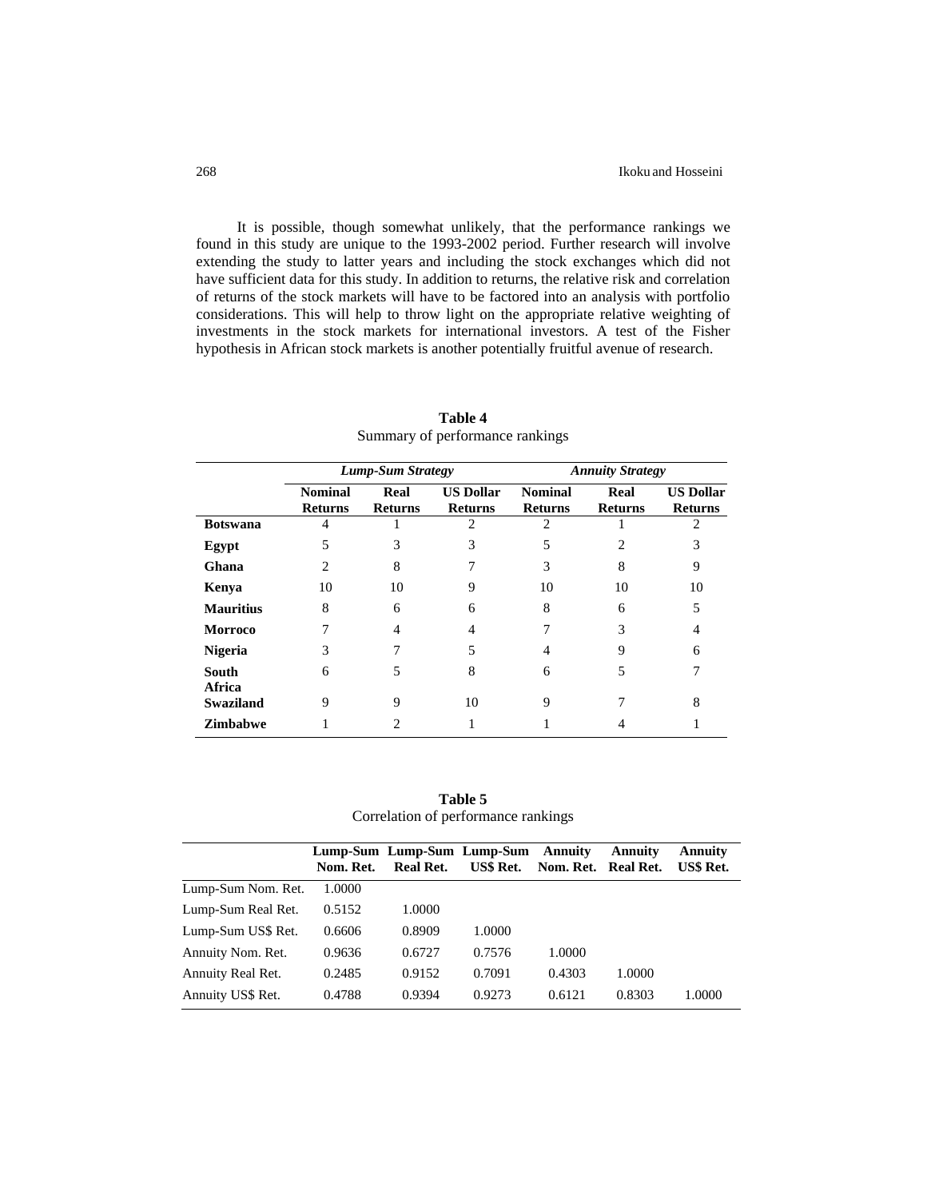It is possible, though somewhat unlikely, that the performance rankings we found in this study are unique to the 1993-2002 period. Further research will involve extending the study to latter years and including the stock exchanges which did not have sufficient data for this study. In addition to returns, the relative risk and correlation of returns of the stock markets will have to be factored into an analysis with portfolio considerations. This will help to throw light on the appropriate relative weighting of investments in the stock markets for international investors. A test of the Fisher hypothesis in African stock markets is another potentially fruitful avenue of research.

**Table 4**
Summary of performance rankings

| | ***Lump-Sum Strategy*** | | | ***Annuity Strategy*** | | |
|---|---|---|---|---|---|---|
| | **Nominal Returns** | **Real Returns** | **US Dollar Returns** | **Nominal Returns** | **Real Returns** | **US Dollar Returns** |
| **Botswana** | 4 | 1 | 2 | 2 | 1 | 2 |
| **Egypt** | 5 | 3 | 3 | 5 | 2 | 3 |
| **Ghana** | 2 | 8 | 7 | 3 | 8 | 9 |
| **Kenya** | 10 | 10 | 9 | 10 | 10 | 10 |
| **Mauritius** | 8 | 6 | 6 | 8 | 6 | 5 |
| **Morroco** | 7 | 4 | 4 | 7 | 3 | 4 |
| **Nigeria** | 3 | 7 | 5 | 4 | 9 | 6 |
| **South Africa** | 6 | 5 | 8 | 6 | 5 | 7 |
| **Swaziland** | 9 | 9 | 10 | 9 | 7 | 8 |
| **Zimbabwe** | 1 | 2 | 1 | 1 | 4 | 1 |

**Table 5**
Correlation of performance rankings

| | **Lump-Sum Nom. Ret.** | **Lump-Sum Real Ret.** | **Lump-Sum US$ Ret.** | **Annuity Nom. Ret.** | **Annuity Real Ret.** | **Annuity US$ Ret.** |
|---|---|---|---|---|---|---|
| Lump-Sum Nom. Ret. | 1.0000 | | | | | |
| Lump-Sum Real Ret. | 0.5152 | 1.0000 | | | | |
| Lump-Sum US$ Ret. | 0.6606 | 0.8909 | 1.0000 | | | |
| Annuity Nom. Ret. | 0.9636 | 0.6727 | 0.7576 | 1.0000 | | |
| Annuity Real Ret. | 0.2485 | 0.9152 | 0.7091 | 0.4303 | 1.0000 | |
| Annuity US$ Ret. | 0.4788 | 0.9394 | 0.9273 | 0.6121 | 0.8303 | 1.0000 |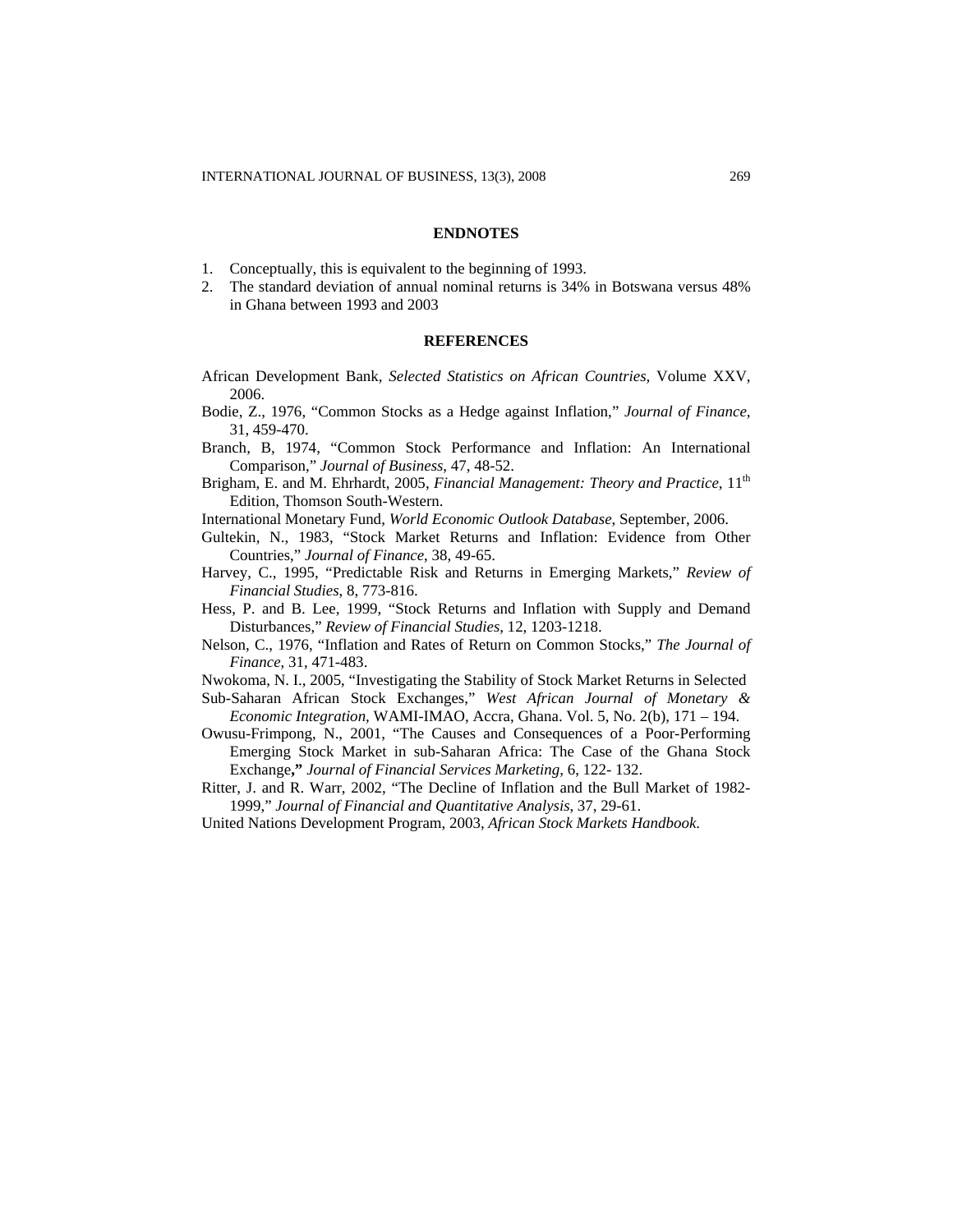## ENDNOTES

1. Conceptually, this is equivalent to the beginning of 1993.
2. The standard deviation of annual nominal returns is 34% in Botswana versus 48% in Ghana between 1993 and 2003

## REFERENCES

African Development Bank, *Selected Statistics on African Countries*, Volume XXV, 2006.

Bodie, Z., 1976, "Common Stocks as a Hedge against Inflation," *Journal of Finance*, 31, 459-470.

Branch, B, 1974, "Common Stock Performance and Inflation: An International Comparison," *Journal of Business*, 47, 48-52.

Brigham, E. and M. Ehrhardt, 2005, *Financial Management: Theory and Practice*, 11th Edition, Thomson South-Western.

International Monetary Fund, *World Economic Outlook Database*, September, 2006.

Gultekin, N., 1983, "Stock Market Returns and Inflation: Evidence from Other Countries," *Journal of Finance*, 38, 49-65.

Harvey, C., 1995, "Predictable Risk and Returns in Emerging Markets," *Review of Financial Studies*, 8, 773-816.

Hess, P. and B. Lee, 1999, "Stock Returns and Inflation with Supply and Demand Disturbances," *Review of Financial Studies*, 12, 1203-1218.

Nelson, C., 1976, "Inflation and Rates of Return on Common Stocks," *The Journal of Finance*, 31, 471-483.

Nwokoma, N. I., 2005, "Investigating the Stability of Stock Market Returns in Selected Sub-Saharan African Stock Exchanges," *West African Journal of Monetary & Economic Integration*, WAMI-IMAO, Accra, Ghana. Vol. 5, No. 2(b), 171 – 194.

Owusu-Frimpong, N., 2001, "The Causes and Consequences of a Poor-Performing Emerging Stock Market in sub-Saharan Africa: The Case of the Ghana Stock Exchange**,"** *Journal of Financial Services Marketing*, 6, 122- 132.

Ritter, J. and R. Warr, 2002, "The Decline of Inflation and the Bull Market of 1982-1999," *Journal of Financial and Quantitative Analysis*, 37, 29-61.

United Nations Development Program, 2003, *African Stock Markets Handbook*.